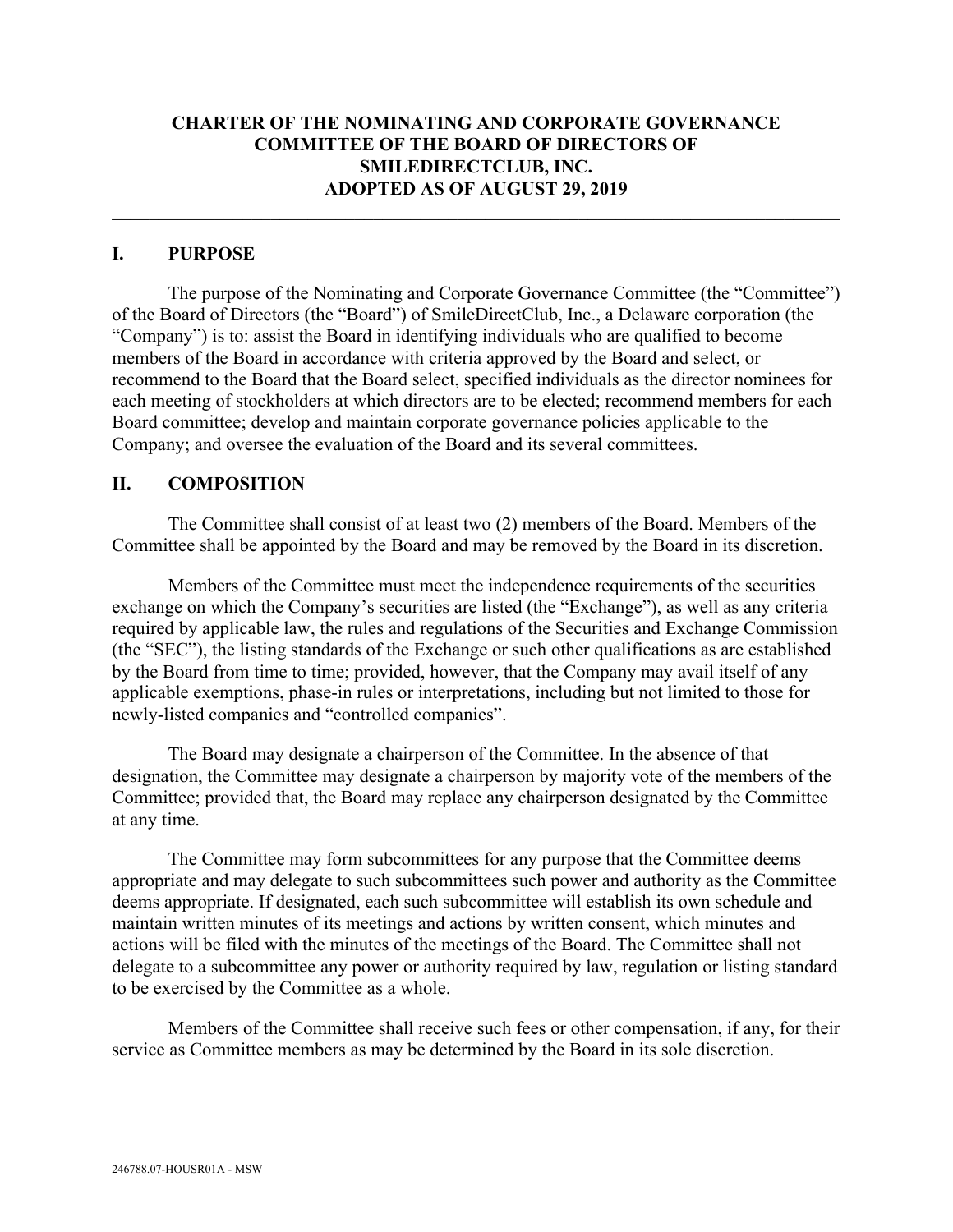# CHARTER OF THE NOMINATING AND CORPORATE GOVERNANCE COMMITTEE OF THE BOARD OF DIRECTORS OF SMILEDIRECTCLUB, INC. ADOPTED AS OF AUGUST 29, 2019

---

## I. PURPOSE

The purpose of the Nominating and Corporate Governance Committee (the "Committee") of the Board of Directors (the "Board") of SmileDirectClub, Inc., a Delaware corporation (the "Company") is to: assist the Board in identifying individuals who are qualified to become members of the Board in accordance with criteria approved by the Board and select, or recommend to the Board that the Board select, specified individuals as the director nominees for each meeting of stockholders at which directors are to be elected; recommend members for each Board committee; develop and maintain corporate governance policies applicable to the Company; and oversee the evaluation of the Board and its several committees.

## II. COMPOSITION

The Committee shall consist of at least two (2) members of the Board. Members of the Committee shall be appointed by the Board and may be removed by the Board in its discretion.

Members of the Committee must meet the independence requirements of the securities exchange on which the Company's securities are listed (the "Exchange"), as well as any criteria required by applicable law, the rules and regulations of the Securities and Exchange Commission (the "SEC"), the listing standards of the Exchange or such other qualifications as are established by the Board from time to time; provided, however, that the Company may avail itself of any applicable exemptions, phase-in rules or interpretations, including but not limited to those for newly-listed companies and "controlled companies".

The Board may designate a chairperson of the Committee. In the absence of that designation, the Committee may designate a chairperson by majority vote of the members of the Committee; provided that, the Board may replace any chairperson designated by the Committee at any time.

The Committee may form subcommittees for any purpose that the Committee deems appropriate and may delegate to such subcommittees such power and authority as the Committee deems appropriate. If designated, each such subcommittee will establish its own schedule and maintain written minutes of its meetings and actions by written consent, which minutes and actions will be filed with the minutes of the meetings of the Board. The Committee shall not delegate to a subcommittee any power or authority required by law, regulation or listing standard to be exercised by the Committee as a whole.

Members of the Committee shall receive such fees or other compensation, if any, for their service as Committee members as may be determined by the Board in its sole discretion.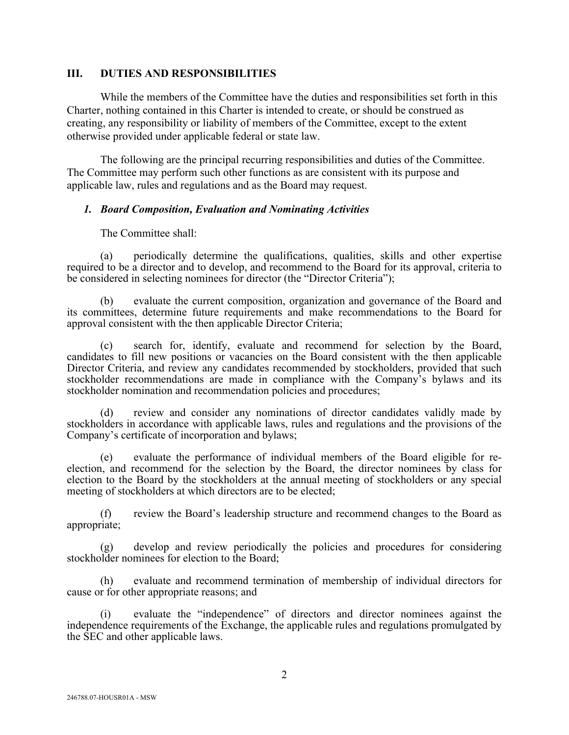## III. DUTIES AND RESPONSIBILITIES

While the members of the Committee have the duties and responsibilities set forth in this Charter, nothing contained in this Charter is intended to create, or should be construed as creating, any responsibility or liability of members of the Committee, except to the extent otherwise provided under applicable federal or state law.

The following are the principal recurring responsibilities and duties of the Committee. The Committee may perform such other functions as are consistent with its purpose and applicable law, rules and regulations and as the Board may request.

### *1. Board Composition, Evaluation and Nominating Activities*

The Committee shall:

(a) periodically determine the qualifications, qualities, skills and other expertise required to be a director and to develop, and recommend to the Board for its approval, criteria to be considered in selecting nominees for director (the "Director Criteria");

(b) evaluate the current composition, organization and governance of the Board and its committees, determine future requirements and make recommendations to the Board for approval consistent with the then applicable Director Criteria;

(c) search for, identify, evaluate and recommend for selection by the Board, candidates to fill new positions or vacancies on the Board consistent with the then applicable Director Criteria, and review any candidates recommended by stockholders, provided that such stockholder recommendations are made in compliance with the Company's bylaws and its stockholder nomination and recommendation policies and procedures;

(d) review and consider any nominations of director candidates validly made by stockholders in accordance with applicable laws, rules and regulations and the provisions of the Company's certificate of incorporation and bylaws;

(e) evaluate the performance of individual members of the Board eligible for re-election, and recommend for the selection by the Board, the director nominees by class for election to the Board by the stockholders at the annual meeting of stockholders or any special meeting of stockholders at which directors are to be elected;

(f) review the Board's leadership structure and recommend changes to the Board as appropriate;

(g) develop and review periodically the policies and procedures for considering stockholder nominees for election to the Board;

(h) evaluate and recommend termination of membership of individual directors for cause or for other appropriate reasons; and

(i) evaluate the "independence" of directors and director nominees against the independence requirements of the Exchange, the applicable rules and regulations promulgated by the SEC and other applicable laws.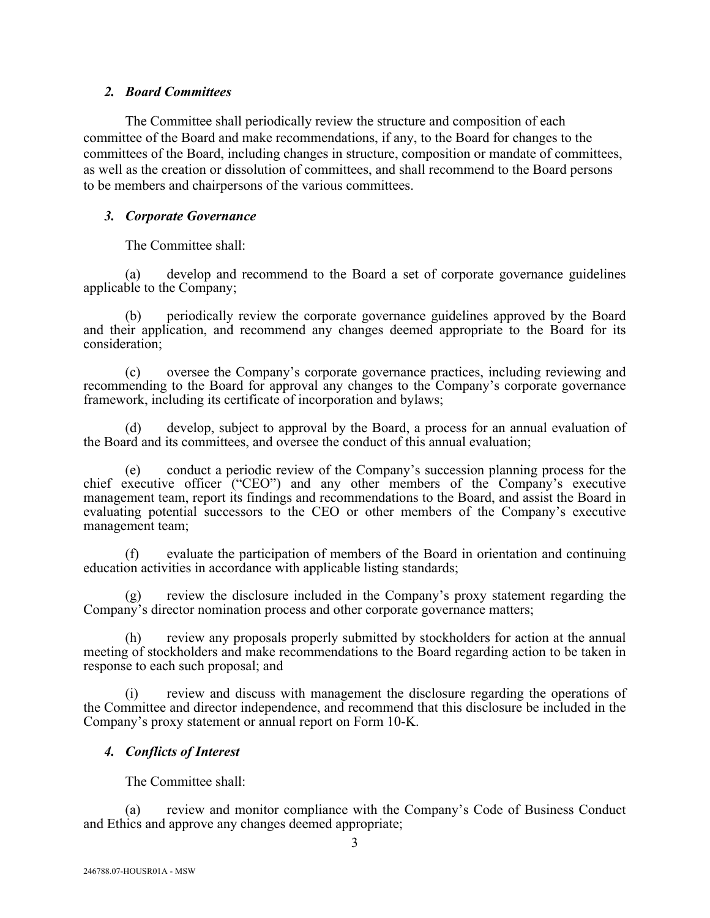### *2. Board Committees*

The Committee shall periodically review the structure and composition of each committee of the Board and make recommendations, if any, to the Board for changes to the committees of the Board, including changes in structure, composition or mandate of committees, as well as the creation or dissolution of committees, and shall recommend to the Board persons to be members and chairpersons of the various committees.

### *3. Corporate Governance*

The Committee shall:

(a) develop and recommend to the Board a set of corporate governance guidelines applicable to the Company;

(b) periodically review the corporate governance guidelines approved by the Board and their application, and recommend any changes deemed appropriate to the Board for its consideration;

(c) oversee the Company's corporate governance practices, including reviewing and recommending to the Board for approval any changes to the Company's corporate governance framework, including its certificate of incorporation and bylaws;

(d) develop, subject to approval by the Board, a process for an annual evaluation of the Board and its committees, and oversee the conduct of this annual evaluation;

(e) conduct a periodic review of the Company's succession planning process for the chief executive officer ("CEO") and any other members of the Company's executive management team, report its findings and recommendations to the Board, and assist the Board in evaluating potential successors to the CEO or other members of the Company's executive management team;

(f) evaluate the participation of members of the Board in orientation and continuing education activities in accordance with applicable listing standards;

(g) review the disclosure included in the Company's proxy statement regarding the Company's director nomination process and other corporate governance matters;

(h) review any proposals properly submitted by stockholders for action at the annual meeting of stockholders and make recommendations to the Board regarding action to be taken in response to each such proposal; and

(i) review and discuss with management the disclosure regarding the operations of the Committee and director independence, and recommend that this disclosure be included in the Company's proxy statement or annual report on Form 10-K.

### *4. Conflicts of Interest*

The Committee shall:

(a) review and monitor compliance with the Company's Code of Business Conduct and Ethics and approve any changes deemed appropriate;

246788.07-HOUSR01A - MSW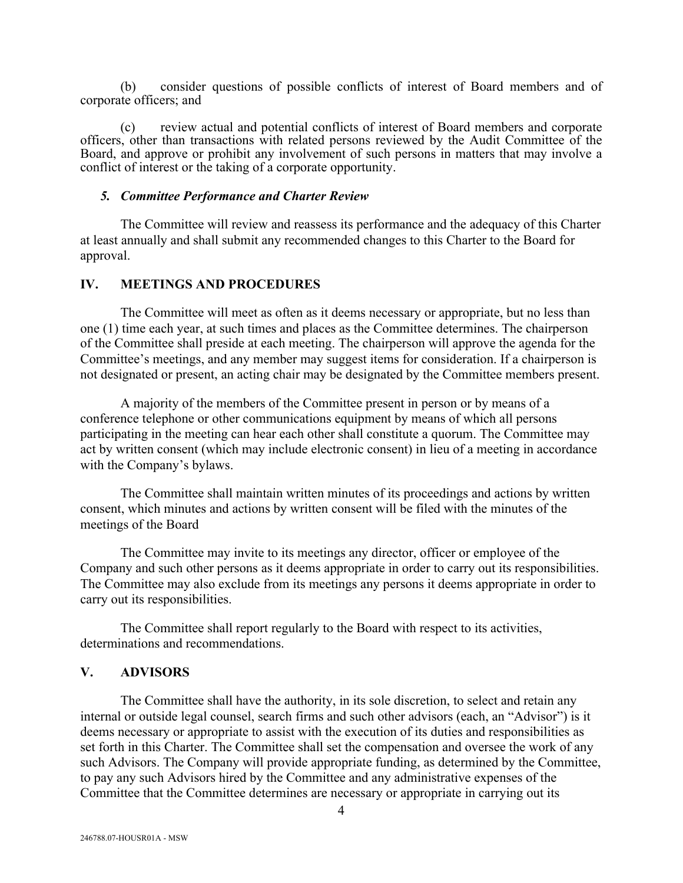(b) consider questions of possible conflicts of interest of Board members and of corporate officers; and

(c) review actual and potential conflicts of interest of Board members and corporate officers, other than transactions with related persons reviewed by the Audit Committee of the Board, and approve or prohibit any involvement of such persons in matters that may involve a conflict of interest or the taking of a corporate opportunity.

### *5. Committee Performance and Charter Review*

The Committee will review and reassess its performance and the adequacy of this Charter at least annually and shall submit any recommended changes to this Charter to the Board for approval.

## IV. MEETINGS AND PROCEDURES

The Committee will meet as often as it deems necessary or appropriate, but no less than one (1) time each year, at such times and places as the Committee determines. The chairperson of the Committee shall preside at each meeting. The chairperson will approve the agenda for the Committee's meetings, and any member may suggest items for consideration. If a chairperson is not designated or present, an acting chair may be designated by the Committee members present.

A majority of the members of the Committee present in person or by means of a conference telephone or other communications equipment by means of which all persons participating in the meeting can hear each other shall constitute a quorum. The Committee may act by written consent (which may include electronic consent) in lieu of a meeting in accordance with the Company's bylaws.

The Committee shall maintain written minutes of its proceedings and actions by written consent, which minutes and actions by written consent will be filed with the minutes of the meetings of the Board

The Committee may invite to its meetings any director, officer or employee of the Company and such other persons as it deems appropriate in order to carry out its responsibilities. The Committee may also exclude from its meetings any persons it deems appropriate in order to carry out its responsibilities.

The Committee shall report regularly to the Board with respect to its activities, determinations and recommendations.

## V. ADVISORS

The Committee shall have the authority, in its sole discretion, to select and retain any internal or outside legal counsel, search firms and such other advisors (each, an "Advisor") is it deems necessary or appropriate to assist with the execution of its duties and responsibilities as set forth in this Charter. The Committee shall set the compensation and oversee the work of any such Advisors. The Company will provide appropriate funding, as determined by the Committee, to pay any such Advisors hired by the Committee and any administrative expenses of the Committee that the Committee determines are necessary or appropriate in carrying out its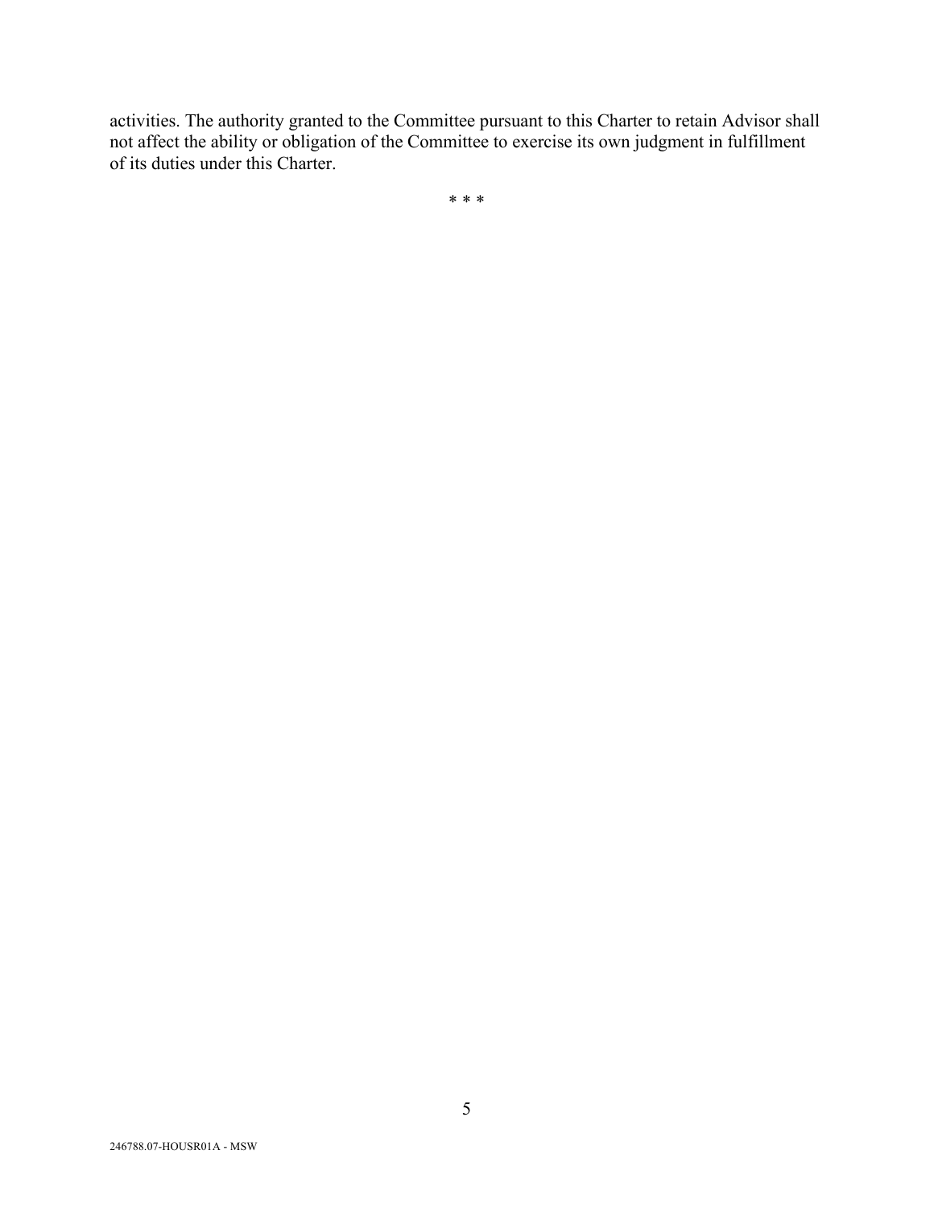activities. The authority granted to the Committee pursuant to this Charter to retain Advisor shall not affect the ability or obligation of the Committee to exercise its own judgment in fulfillment of its duties under this Charter.

* * *